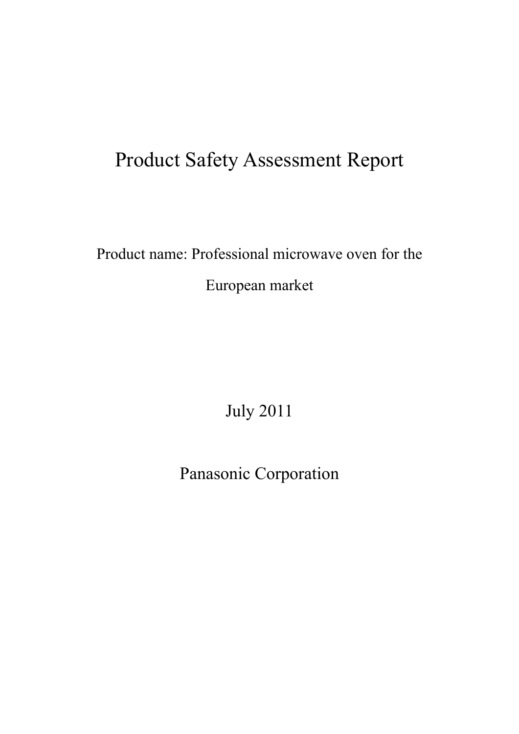# Product Safety Assessment Report

Product name: Professional microwave oven for the European market

July 2011

Panasonic Corporation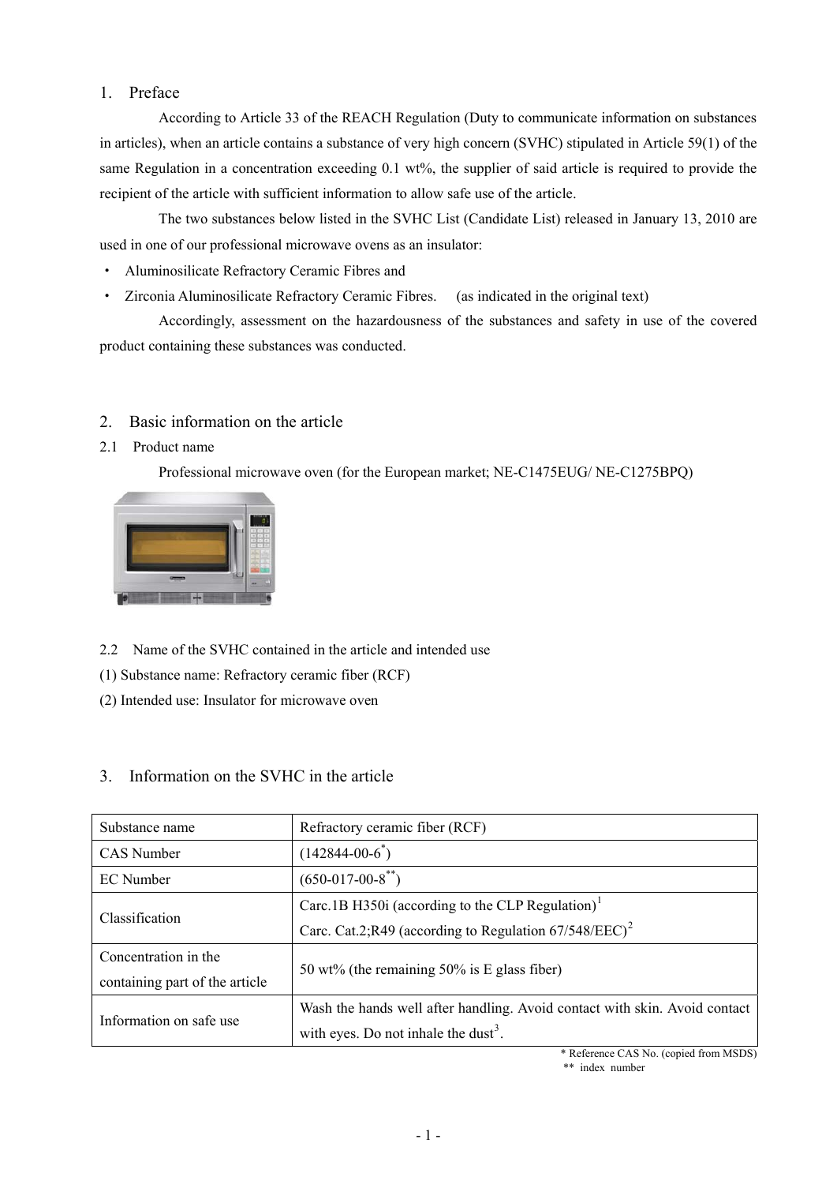## 1. Preface

According to Article 33 of the REACH Regulation (Duty to communicate information on substances in articles), when an article contains a substance of very high concern (SVHC) stipulated in Article 59(1) of the same Regulation in a concentration exceeding 0.1 wt%, the supplier of said article is required to provide the recipient of the article with sufficient information to allow safe use of the article.

The two substances below listed in the SVHC List (Candidate List) released in January 13, 2010 are used in one of our professional microwave ovens as an insulator:

- Aluminosilicate Refractory Ceramic Fibres and
- Zirconia Aluminosilicate Refractory Ceramic Fibres. (as indicated in the original text)

Accordingly, assessment on the hazardousness of the substances and safety in use of the covered product containing these substances was conducted.

## 2. Basic information on the article

### 2.1 Product name

Professional microwave oven (for the European market; NE-C1475EUG/ NE-C1275BPQ)

### 2.2 Name of the SVHC contained in the article and intended use

(1) Substance name: Refractory ceramic fiber (RCF)

(2) Intended use: Insulator for microwave oven

## 3. Information on the SVHC in the article

| Substance name | Refractory ceramic fiber (RCF) |
|---|---|
| CAS Number | (142844-00-6*) |
| EC Number | (650-017-00-8**) |
| Classification | Carc.1B H350i (according to the CLP Regulation)[1]<br>Carc. Cat.2;R49 (according to Regulation 67/548/EEC)[2] |
| Concentration in the containing part of the article | 50 wt% (the remaining 50% is E glass fiber) |
| Information on safe use | Wash the hands well after handling. Avoid contact with skin. Avoid contact with eyes. Do not inhale the dust[3]. |

\* Reference CAS No. (copied from MSDS)

\*\* index number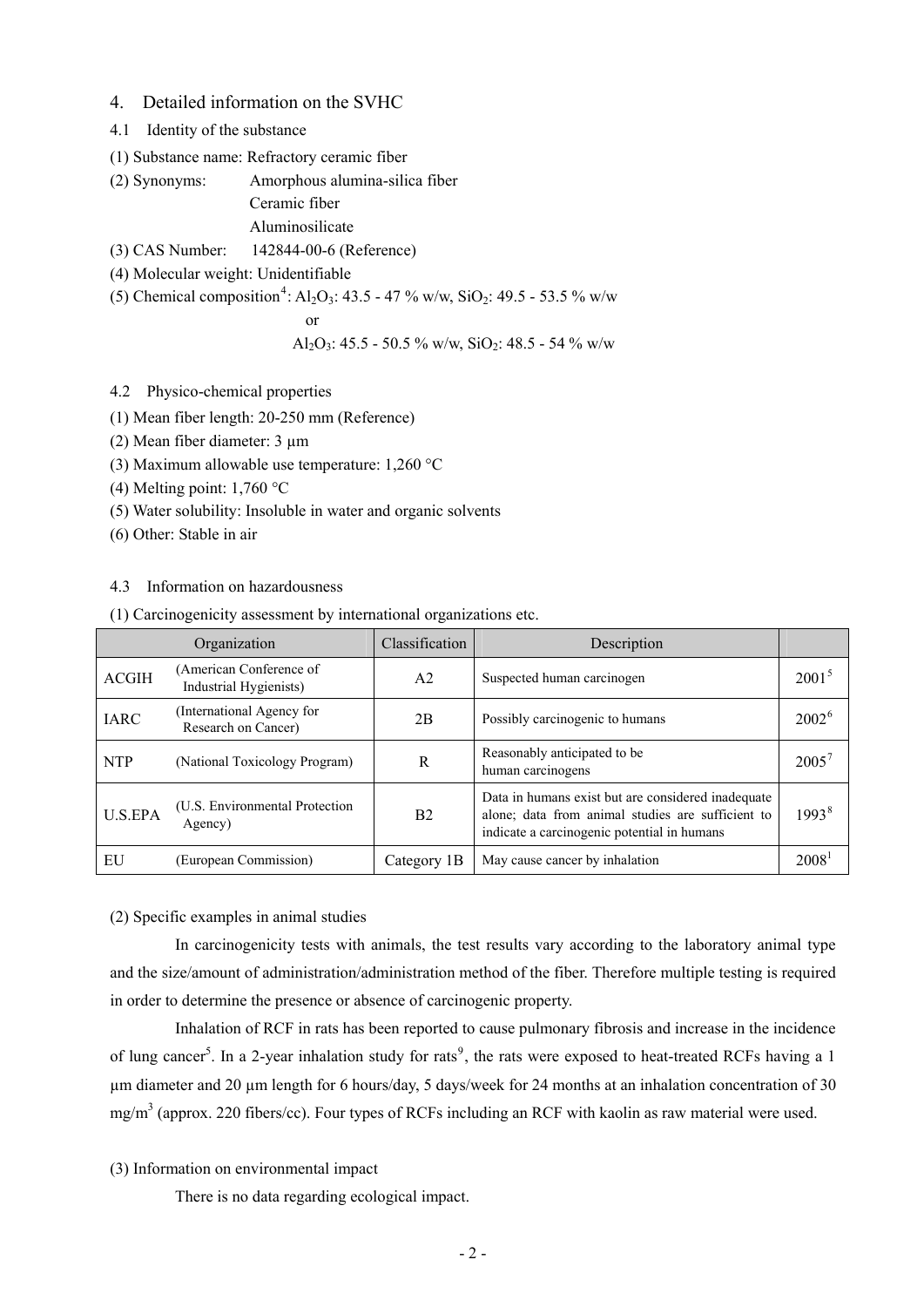## 4. Detailed information on the SVHC

### 4.1 Identity of the substance

(1) Substance name: Refractory ceramic fiber

(2) Synonyms: Amorphous alumina-silica fiber
Ceramic fiber
Aluminosilicate

(3) CAS Number: 142844-00-6 (Reference)

(4) Molecular weight: Unidentifiable

(5) Chemical composition[4]: $Al_2O_3$: 43.5 - 47 % w/w, $SiO_2$: 49.5 - 53.5 % w/w
or
$Al_2O_3$: 45.5 - 50.5 % w/w, $SiO_2$: 48.5 - 54 % w/w

### 4.2 Physico-chemical properties

(1) Mean fiber length: 20-250 mm (Reference)

(2) Mean fiber diameter: 3 μm

(3) Maximum allowable use temperature: 1,260 °C

(4) Melting point: 1,760 °C

(5) Water solubility: Insoluble in water and organic solvents

(6) Other: Stable in air

### 4.3 Information on hazardousness

(1) Carcinogenicity assessment by international organizations etc.

| Organization | | Classification | Description | |
|---|---|---|---|---|
| ACGIH | (American Conference of Industrial Hygienists) | A2 | Suspected human carcinogen | 2001[5] |
| IARC | (International Agency for Research on Cancer) | 2B | Possibly carcinogenic to humans | 2002[6] |
| NTP | (National Toxicology Program) | R | Reasonably anticipated to be human carcinogens | 2005[7] |
| U.S.EPA | (U.S. Environmental Protection Agency) | B2 | Data in humans exist but are considered inadequate alone; data from animal studies are sufficient to indicate a carcinogenic potential in humans | 1993[8] |
| EU | (European Commission) | Category 1B | May cause cancer by inhalation | 2008[1] |

(2) Specific examples in animal studies

In carcinogenicity tests with animals, the test results vary according to the laboratory animal type and the size/amount of administration/administration method of the fiber. Therefore multiple testing is required in order to determine the presence or absence of carcinogenic property.

Inhalation of RCF in rats has been reported to cause pulmonary fibrosis and increase in the incidence of lung cancer[5]. In a 2-year inhalation study for rats[9], the rats were exposed to heat-treated RCFs having a 1 μm diameter and 20 μm length for 6 hours/day, 5 days/week for 24 months at an inhalation concentration of 30 $mg/m^3$ (approx. 220 fibers/cc). Four types of RCFs including an RCF with kaolin as raw material were used.

(3) Information on environmental impact

There is no data regarding ecological impact.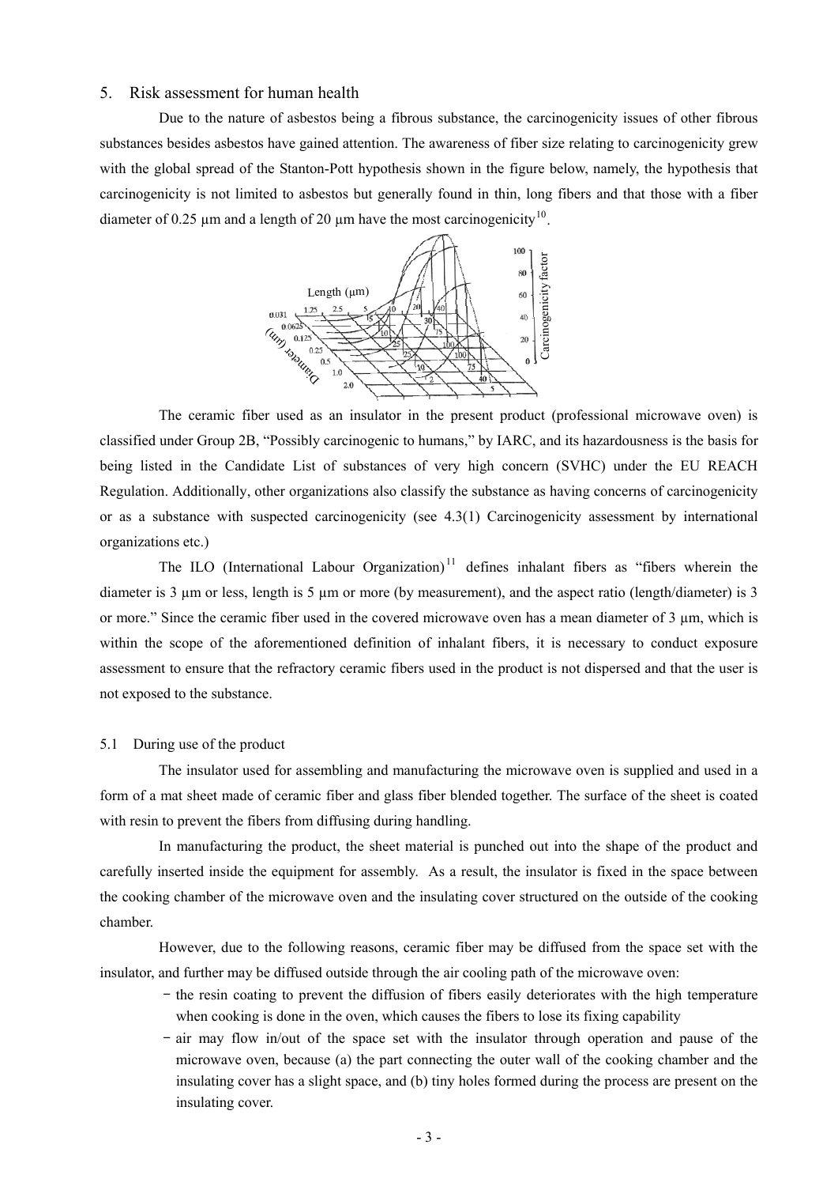## 5. Risk assessment for human health

Due to the nature of asbestos being a fibrous substance, the carcinogenicity issues of other fibrous substances besides asbestos have gained attention. The awareness of fiber size relating to carcinogenicity grew with the global spread of the Stanton-Pott hypothesis shown in the figure below, namely, the hypothesis that carcinogenicity is not limited to asbestos but generally found in thin, long fibers and that those with a fiber diameter of 0.25 μm and a length of 20 μm have the most carcinogenicity[10].

The ceramic fiber used as an insulator in the present product (professional microwave oven) is classified under Group 2B, "Possibly carcinogenic to humans," by IARC, and its hazardousness is the basis for being listed in the Candidate List of substances of very high concern (SVHC) under the EU REACH Regulation. Additionally, other organizations also classify the substance as having concerns of carcinogenicity or as a substance with suspected carcinogenicity (see 4.3(1) Carcinogenicity assessment by international organizations etc.)

The ILO (International Labour Organization)[11] defines inhalant fibers as "fibers wherein the diameter is 3 μm or less, length is 5 μm or more (by measurement), and the aspect ratio (length/diameter) is 3 or more." Since the ceramic fiber used in the covered microwave oven has a mean diameter of 3 μm, which is within the scope of the aforementioned definition of inhalant fibers, it is necessary to conduct exposure assessment to ensure that the refractory ceramic fibers used in the product is not dispersed and that the user is not exposed to the substance.

### 5.1 During use of the product

The insulator used for assembling and manufacturing the microwave oven is supplied and used in a form of a mat sheet made of ceramic fiber and glass fiber blended together. The surface of the sheet is coated with resin to prevent the fibers from diffusing during handling.

In manufacturing the product, the sheet material is punched out into the shape of the product and carefully inserted inside the equipment for assembly. As a result, the insulator is fixed in the space between the cooking chamber of the microwave oven and the insulating cover structured on the outside of the cooking chamber.

However, due to the following reasons, ceramic fiber may be diffused from the space set with the insulator, and further may be diffused outside through the air cooling path of the microwave oven:

- the resin coating to prevent the diffusion of fibers easily deteriorates with the high temperature when cooking is done in the oven, which causes the fibers to lose its fixing capability
- air may flow in/out of the space set with the insulator through operation and pause of the microwave oven, because (a) the part connecting the outer wall of the cooking chamber and the insulating cover has a slight space, and (b) tiny holes formed during the process are present on the insulating cover.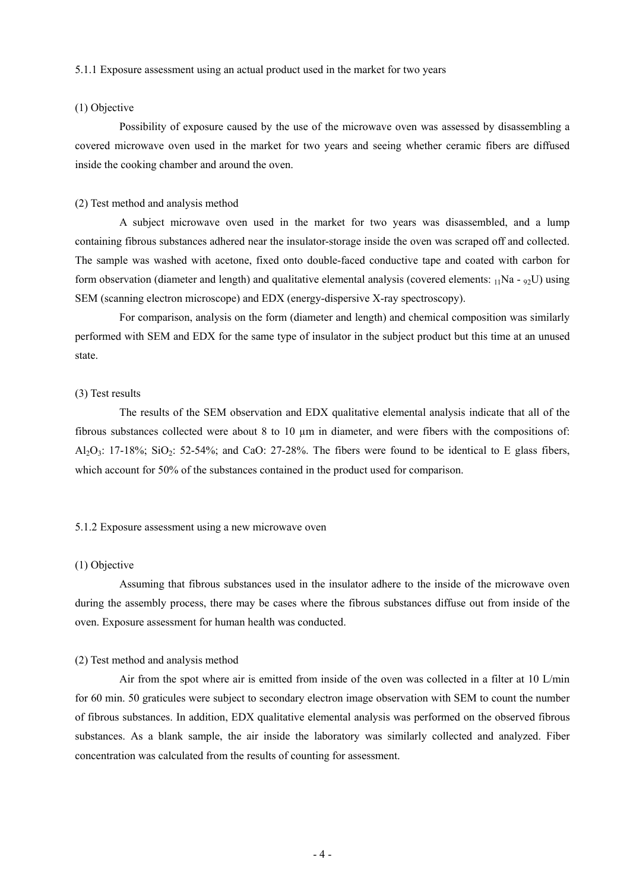### 5.1.1 Exposure assessment using an actual product used in the market for two years

(1) Objective

Possibility of exposure caused by the use of the microwave oven was assessed by disassembling a covered microwave oven used in the market for two years and seeing whether ceramic fibers are diffused inside the cooking chamber and around the oven.

(2) Test method and analysis method

A subject microwave oven used in the market for two years was disassembled, and a lump containing fibrous substances adhered near the insulator-storage inside the oven was scraped off and collected. The sample was washed with acetone, fixed onto double-faced conductive tape and coated with carbon for form observation (diameter and length) and qualitative elemental analysis (covered elements: ${}_{11}Na$ - ${}_{92}U$) using SEM (scanning electron microscope) and EDX (energy-dispersive X-ray spectroscopy).

For comparison, analysis on the form (diameter and length) and chemical composition was similarly performed with SEM and EDX for the same type of insulator in the subject product but this time at an unused state.

(3) Test results

The results of the SEM observation and EDX qualitative elemental analysis indicate that all of the fibrous substances collected were about 8 to 10 μm in diameter, and were fibers with the compositions of: $Al_2O_3$: 17-18%; $SiO_2$: 52-54%; and CaO: 27-28%. The fibers were found to be identical to E glass fibers, which account for 50% of the substances contained in the product used for comparison.

### 5.1.2 Exposure assessment using a new microwave oven

(1) Objective

Assuming that fibrous substances used in the insulator adhere to the inside of the microwave oven during the assembly process, there may be cases where the fibrous substances diffuse out from inside of the oven. Exposure assessment for human health was conducted.

(2) Test method and analysis method

Air from the spot where air is emitted from inside of the oven was collected in a filter at 10 L/min for 60 min. 50 graticules were subject to secondary electron image observation with SEM to count the number of fibrous substances. In addition, EDX qualitative elemental analysis was performed on the observed fibrous substances. As a blank sample, the air inside the laboratory was similarly collected and analyzed. Fiber concentration was calculated from the results of counting for assessment.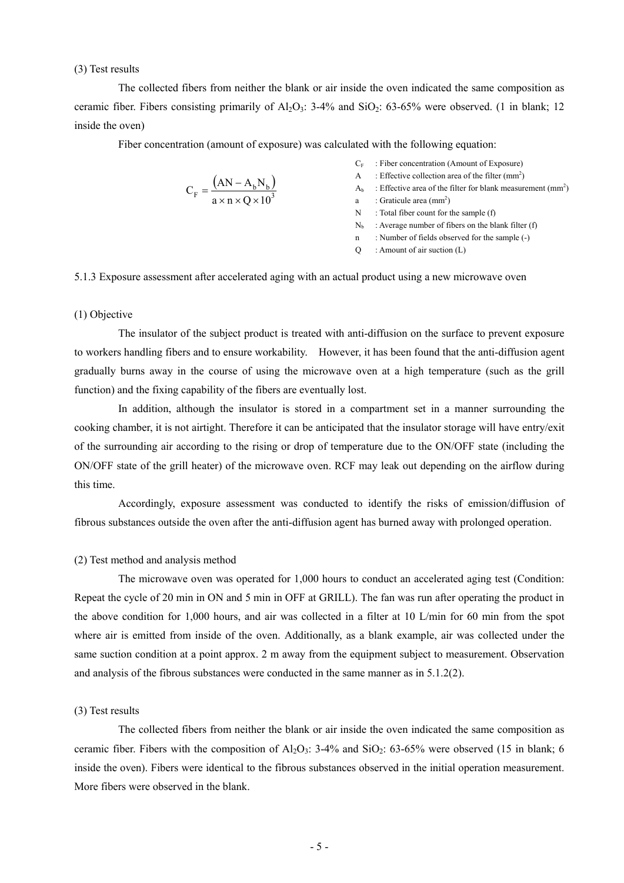(3) Test results

The collected fibers from neither the blank or air inside the oven indicated the same composition as ceramic fiber. Fibers consisting primarily of $Al_2O_3$: 3-4% and $SiO_2$: 63-65% were observed. (1 in blank; 12 inside the oven)

Fiber concentration (amount of exposure) was calculated with the following equation:

$$C_F = \frac{\left(AN - A_b N_b\right)}{a \times n \times Q \times 10^3}$$

- $C_F$ : Fiber concentration (Amount of Exposure)
- $A$ : Effective collection area of the filter ($mm^2$)
- $A_b$ : Effective area of the filter for blank measurement ($mm^2$)
- $a$ : Graticule area ($mm^2$)
- $N$ : Total fiber count for the sample (f)
- $N_b$ : Average number of fibers on the blank filter (f)
- $n$ : Number of fields observed for the sample (-)
- $Q$ : Amount of air suction (L)

5.1.3 Exposure assessment after accelerated aging with an actual product using a new microwave oven

(1) Objective

The insulator of the subject product is treated with anti-diffusion on the surface to prevent exposure to workers handling fibers and to ensure workability. However, it has been found that the anti-diffusion agent gradually burns away in the course of using the microwave oven at a high temperature (such as the grill function) and the fixing capability of the fibers are eventually lost.

In addition, although the insulator is stored in a compartment set in a manner surrounding the cooking chamber, it is not airtight. Therefore it can be anticipated that the insulator storage will have entry/exit of the surrounding air according to the rising or drop of temperature due to the ON/OFF state (including the ON/OFF state of the grill heater) of the microwave oven. RCF may leak out depending on the airflow during this time.

Accordingly, exposure assessment was conducted to identify the risks of emission/diffusion of fibrous substances outside the oven after the anti-diffusion agent has burned away with prolonged operation.

(2) Test method and analysis method

The microwave oven was operated for 1,000 hours to conduct an accelerated aging test (Condition: Repeat the cycle of 20 min in ON and 5 min in OFF at GRILL). The fan was run after operating the product in the above condition for 1,000 hours, and air was collected in a filter at 10 L/min for 60 min from the spot where air is emitted from inside of the oven. Additionally, as a blank example, air was collected under the same suction condition at a point approx. 2 m away from the equipment subject to measurement. Observation and analysis of the fibrous substances were conducted in the same manner as in 5.1.2(2).

(3) Test results

The collected fibers from neither the blank or air inside the oven indicated the same composition as ceramic fiber. Fibers with the composition of $Al_2O_3$: 3-4% and $SiO_2$: 63-65% were observed (15 in blank; 6 inside the oven). Fibers were identical to the fibrous substances observed in the initial operation measurement. More fibers were observed in the blank.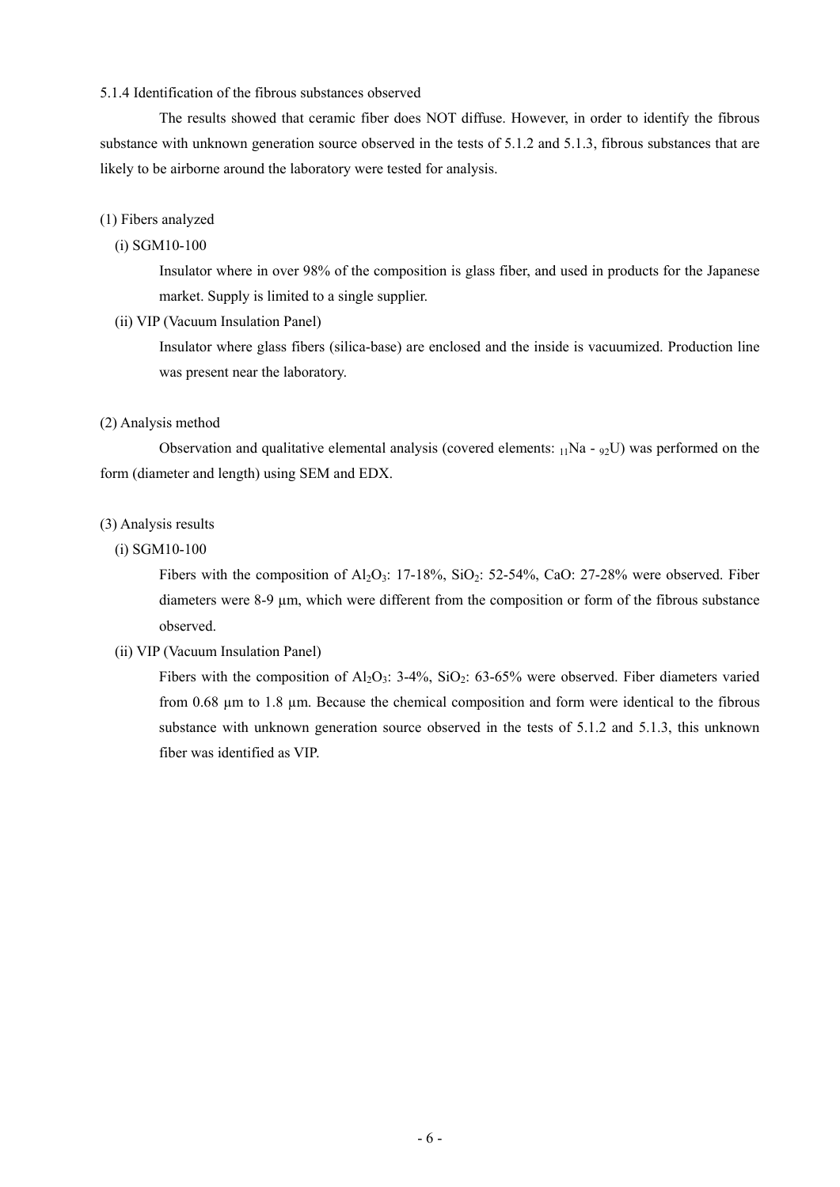### 5.1.4 Identification of the fibrous substances observed

The results showed that ceramic fiber does NOT diffuse. However, in order to identify the fibrous substance with unknown generation source observed in the tests of 5.1.2 and 5.1.3, fibrous substances that are likely to be airborne around the laboratory were tested for analysis.

(1) Fibers analyzed

(i) SGM10-100

Insulator where in over 98% of the composition is glass fiber, and used in products for the Japanese market. Supply is limited to a single supplier.

(ii) VIP (Vacuum Insulation Panel)

Insulator where glass fibers (silica-base) are enclosed and the inside is vacuumized. Production line was present near the laboratory.

(2) Analysis method

Observation and qualitative elemental analysis (covered elements: ${}_{11}Na$ - ${}_{92}U$) was performed on the form (diameter and length) using SEM and EDX.

(3) Analysis results

(i) SGM10-100

Fibers with the composition of $Al_2O_3$: 17-18%, $SiO_2$: 52-54%, CaO: 27-28% were observed. Fiber diameters were 8-9 µm, which were different from the composition or form of the fibrous substance observed.

(ii) VIP (Vacuum Insulation Panel)

Fibers with the composition of $Al_2O_3$: 3-4%, $SiO_2$: 63-65% were observed. Fiber diameters varied from 0.68 µm to 1.8 µm. Because the chemical composition and form were identical to the fibrous substance with unknown generation source observed in the tests of 5.1.2 and 5.1.3, this unknown fiber was identified as VIP.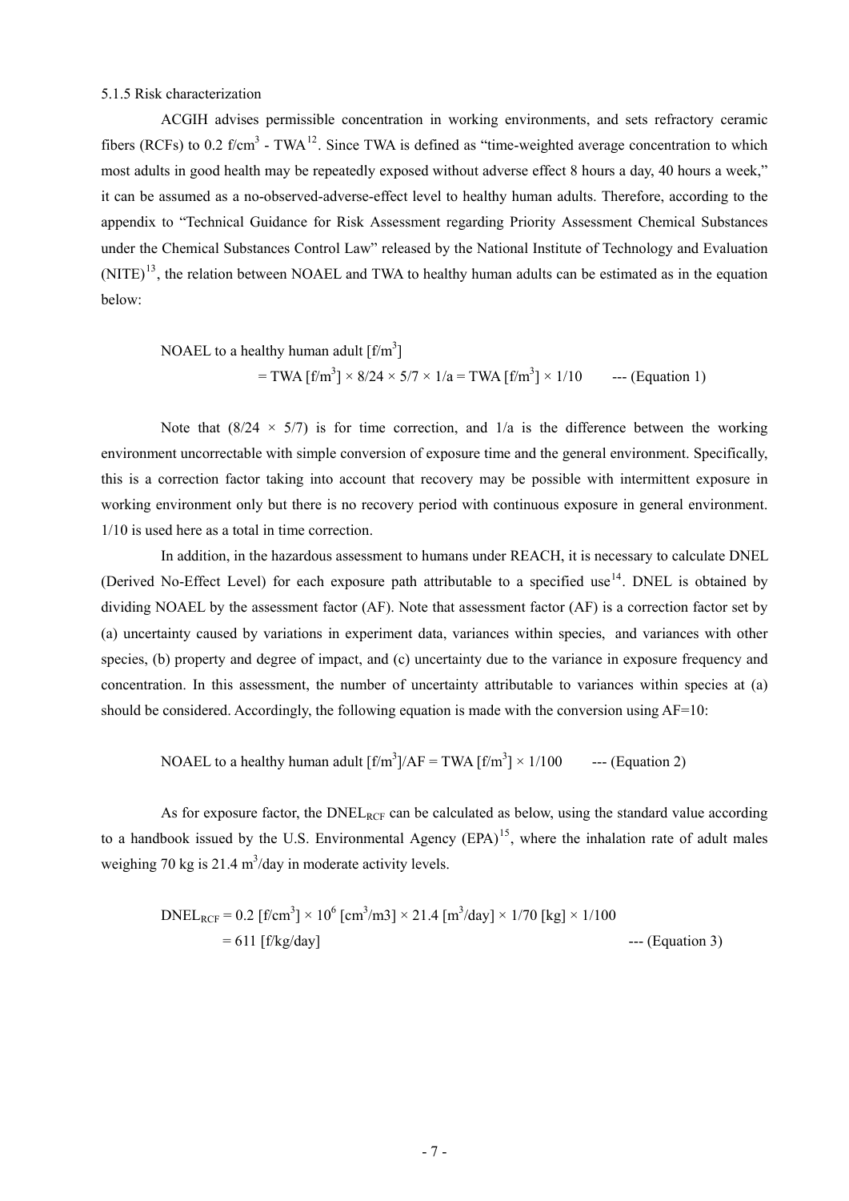5.1.5 Risk characterization

ACGIH advises permissible concentration in working environments, and sets refractory ceramic fibers (RCFs) to 0.2 f/cm$^3$ - TWA[12]. Since TWA is defined as “time-weighted average concentration to which most adults in good health may be repeatedly exposed without adverse effect 8 hours a day, 40 hours a week,” it can be assumed as a no-observed-adverse-effect level to healthy human adults. Therefore, according to the appendix to “Technical Guidance for Risk Assessment regarding Priority Assessment Chemical Substances under the Chemical Substances Control Law” released by the National Institute of Technology and Evaluation (NITE)[13], the relation between NOAEL and TWA to healthy human adults can be estimated as in the equation below:

$$\text{NOAEL to a healthy human adult } [\text{f/m}^3] = \text{TWA } [\text{f/m}^3] \times 8/24 \times 5/7 \times 1/a = \text{TWA } [\text{f/m}^3] \times 1/10 \quad \text{--- (Equation 1)}$$

Note that $(8/24 \times 5/7)$ is for time correction, and $1/a$ is the difference between the working environment uncorrectable with simple conversion of exposure time and the general environment. Specifically, this is a correction factor taking into account that recovery may be possible with intermittent exposure in working environment only but there is no recovery period with continuous exposure in general environment. 1/10 is used here as a total in time correction.

In addition, in the hazardous assessment to humans under REACH, it is necessary to calculate DNEL (Derived No-Effect Level) for each exposure path attributable to a specified use[14]. DNEL is obtained by dividing NOAEL by the assessment factor (AF). Note that assessment factor (AF) is a correction factor set by (a) uncertainty caused by variations in experiment data, variances within species, and variances with other species, (b) property and degree of impact, and (c) uncertainty due to the variance in exposure frequency and concentration. In this assessment, the number of uncertainty attributable to variances within species at (a) should be considered. Accordingly, the following equation is made with the conversion using AF=10:

$$\text{NOAEL to a healthy human adult } [\text{f/m}^3]/\text{AF} = \text{TWA } [\text{f/m}^3] \times 1/100 \quad \text{--- (Equation 2)}$$

As for exposure factor, the $\text{DNEL}_{RCF}$ can be calculated as below, using the standard value according to a handbook issued by the U.S. Environmental Agency (EPA)[15], where the inhalation rate of adult males weighing 70 kg is 21.4 m$^3$/day in moderate activity levels.

$$\text{DNEL}_{RCF} = 0.2 \text{ [f/cm}^3] \times 10^6 \text{ [cm}^3\text{/m3]} \times 21.4 \text{ [m}^3\text{/day]} \times 1/70 \text{ [kg]} \times 1/100 = 611 \text{ [f/kg/day]} \quad \text{--- (Equation 3)}$$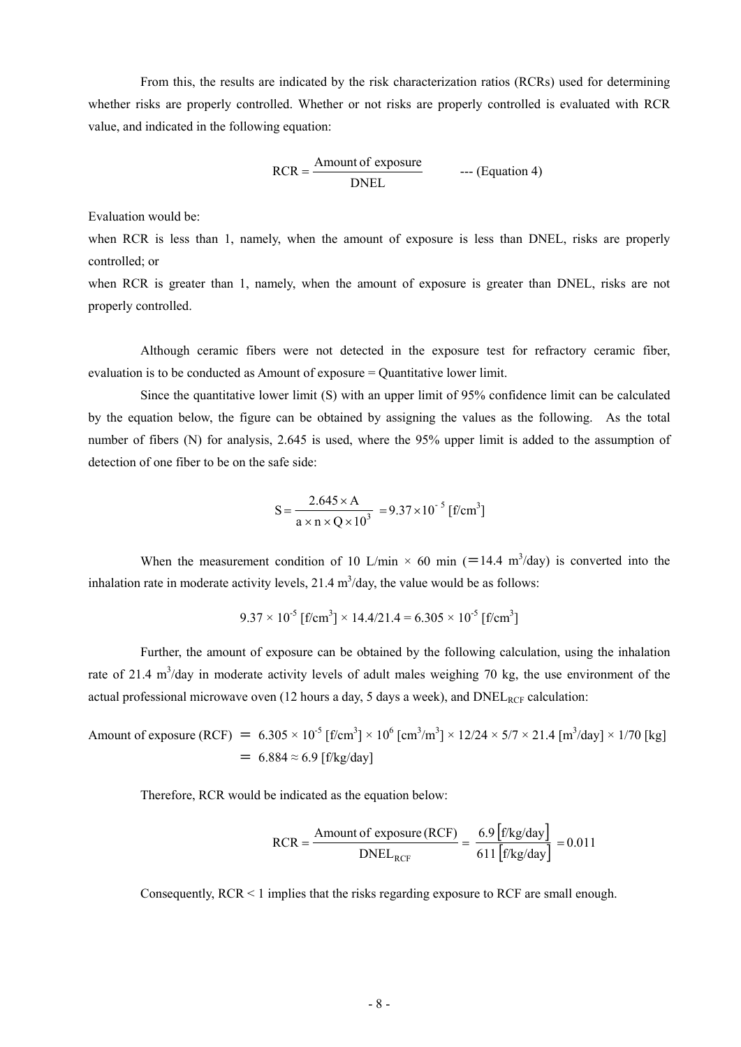From this, the results are indicated by the risk characterization ratios (RCRs) used for determining whether risks are properly controlled. Whether or not risks are properly controlled is evaluated with RCR value, and indicated in the following equation:

$$\text{RCR} = \frac{\text{Amount of exposure}}{\text{DNEL}} \qquad \text{--- (Equation 4)}$$

Evaluation would be:

when RCR is less than 1, namely, when the amount of exposure is less than DNEL, risks are properly controlled; or

when RCR is greater than 1, namely, when the amount of exposure is greater than DNEL, risks are not properly controlled.

Although ceramic fibers were not detected in the exposure test for refractory ceramic fiber, evaluation is to be conducted as Amount of exposure = Quantitative lower limit.

Since the quantitative lower limit (S) with an upper limit of 95% confidence limit can be calculated by the equation below, the figure can be obtained by assigning the values as the following. As the total number of fibers (N) for analysis, 2.645 is used, where the 95% upper limit is added to the assumption of detection of one fiber to be on the safe side:

$$S = \frac{2.645 \times A}{a \times n \times Q \times 10^3} = 9.37 \times 10^{-5}\ [\text{f/cm}^3]$$

When the measurement condition of 10 L/min × 60 min (＝14.4 $m^3$/day) is converted into the inhalation rate in moderate activity levels, 21.4 $m^3$/day, the value would be as follows:

$$9.37 \times 10^{-5}\ [\text{f/cm}^3] \times 14.4/21.4 = 6.305 \times 10^{-5}\ [\text{f/cm}^3]$$

Further, the amount of exposure can be obtained by the following calculation, using the inhalation rate of 21.4 $m^3$/day in moderate activity levels of adult males weighing 70 kg, the use environment of the actual professional microwave oven (12 hours a day, 5 days a week), and $\text{DNEL}_{\text{RCF}}$ calculation:

$$\begin{aligned}\text{Amount of exposure (RCF)} &= 6.305 \times 10^{-5}\ [\text{f/cm}^3] \times 10^6\ [\text{cm}^3/\text{m}^3] \times 12/24 \times 5/7 \times 21.4\ [\text{m}^3/\text{day}] \times 1/70\ [\text{kg}] \\ &= 6.884 \approx 6.9\ [\text{f/kg/day}]\end{aligned}$$

Therefore, RCR would be indicated as the equation below:

$$\text{RCR} = \frac{\text{Amount of exposure (RCF)}}{\text{DNEL}_{\text{RCF}}} = \frac{6.9\ [\text{f/kg/day}]}{611\ [\text{f/kg/day}]} = 0.011$$

Consequently, RCR < 1 implies that the risks regarding exposure to RCF are small enough.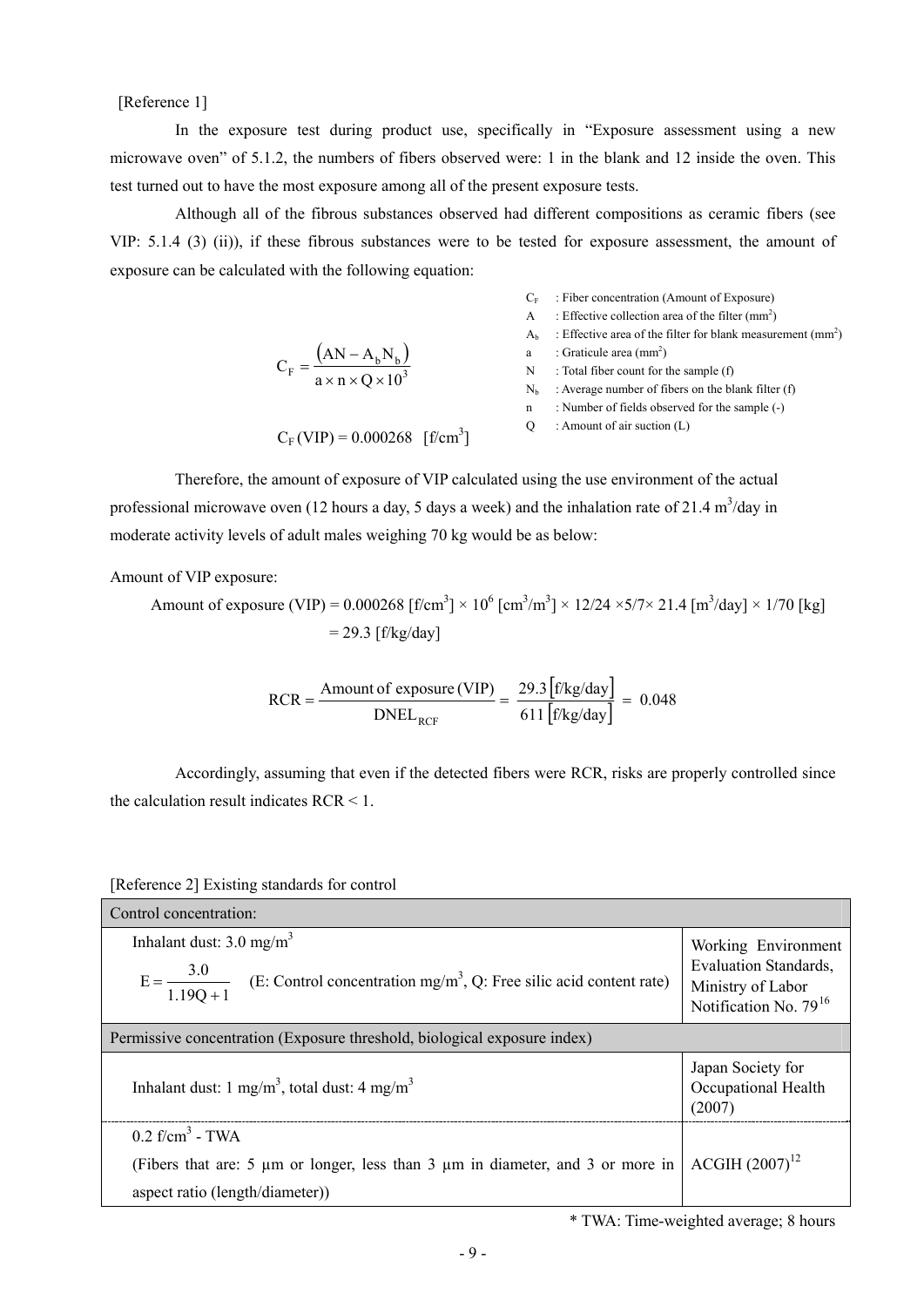[Reference 1]

In the exposure test during product use, specifically in "Exposure assessment using a new microwave oven" of 5.1.2, the numbers of fibers observed were: 1 in the blank and 12 inside the oven. This test turned out to have the most exposure among all of the present exposure tests.

Although all of the fibrous substances observed had different compositions as ceramic fibers (see VIP: 5.1.4 (3) (ii)), if these fibrous substances were to be tested for exposure assessment, the amount of exposure can be calculated with the following equation:

$$C_F = \frac{(AN - A_b N_b)}{a \times n \times Q \times 10^3}$$

$$C_F\,(\text{VIP}) = 0.000268 \quad [\text{f/cm}^3]$$

- $C_F$ : Fiber concentration (Amount of Exposure)
- $A$ : Effective collection area of the filter ($\text{mm}^2$)
- $A_b$ : Effective area of the filter for blank measurement ($\text{mm}^2$)
- $a$ : Graticule area ($\text{mm}^2$)
- $N$ : Total fiber count for the sample (f)
- $N_b$ : Average number of fibers on the blank filter (f)
- $n$ : Number of fields observed for the sample (-)
- $Q$ : Amount of air suction (L)

Therefore, the amount of exposure of VIP calculated using the use environment of the actual professional microwave oven (12 hours a day, 5 days a week) and the inhalation rate of 21.4 $\text{m}^3$/day in moderate activity levels of adult males weighing 70 kg would be as below:

Amount of VIP exposure:

$$\text{Amount of exposure (VIP)} = 0.000268\ [\text{f/cm}^3] \times 10^6\ [\text{cm}^3/\text{m}^3] \times 12/24 \times 5/7 \times 21.4\ [\text{m}^3/\text{day}] \times 1/70\ [\text{kg}] = 29.3\ [\text{f/kg/day}]$$

$$\text{RCR} = \frac{\text{Amount of exposure (VIP)}}{\text{DNEL}_{\text{RCF}}} = \frac{29.3\,[\text{f/kg/day}]}{611\,[\text{f/kg/day}]} = 0.048$$

Accordingly, assuming that even if the detected fibers were RCR, risks are properly controlled since the calculation result indicates RCR < 1.

[Reference 2] Existing standards for control

| Control concentration: | |
|---|---|
| Inhalant dust: 3.0 $\text{mg/m}^3$<br>$E = \frac{3.0}{1.19Q + 1}$ (E: Control concentration $\text{mg/m}^3$, Q: Free silic acid content rate) | Working Environment Evaluation Standards, Ministry of Labor Notification No. 79[16] |
| **Permissive concentration (Exposure threshold, biological exposure index)** | |
| Inhalant dust: 1 $\text{mg/m}^3$, total dust: 4 $\text{mg/m}^3$ | Japan Society for Occupational Health (2007) |
| 0.2 $\text{f/cm}^3$ - TWA<br>(Fibers that are: 5 μm or longer, less than 3 μm in diameter, and 3 or more in aspect ratio (length/diameter)) | ACGIH (2007)[12] |

\* TWA: Time-weighted average; 8 hours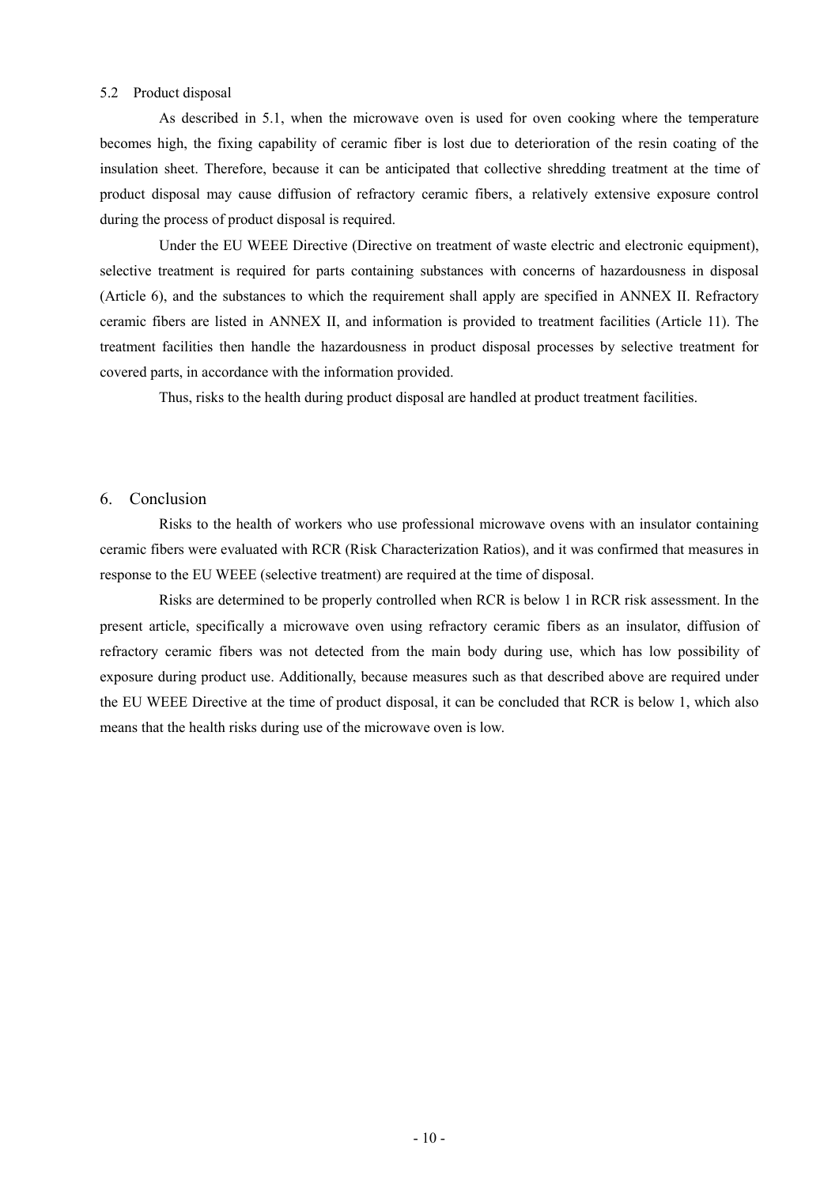### 5.2 Product disposal

As described in 5.1, when the microwave oven is used for oven cooking where the temperature becomes high, the fixing capability of ceramic fiber is lost due to deterioration of the resin coating of the insulation sheet. Therefore, because it can be anticipated that collective shredding treatment at the time of product disposal may cause diffusion of refractory ceramic fibers, a relatively extensive exposure control during the process of product disposal is required.

Under the EU WEEE Directive (Directive on treatment of waste electric and electronic equipment), selective treatment is required for parts containing substances with concerns of hazardousness in disposal (Article 6), and the substances to which the requirement shall apply are specified in ANNEX II. Refractory ceramic fibers are listed in ANNEX II, and information is provided to treatment facilities (Article 11). The treatment facilities then handle the hazardousness in product disposal processes by selective treatment for covered parts, in accordance with the information provided.

Thus, risks to the health during product disposal are handled at product treatment facilities.

## 6. Conclusion

Risks to the health of workers who use professional microwave ovens with an insulator containing ceramic fibers were evaluated with RCR (Risk Characterization Ratios), and it was confirmed that measures in response to the EU WEEE (selective treatment) are required at the time of disposal.

Risks are determined to be properly controlled when RCR is below 1 in RCR risk assessment. In the present article, specifically a microwave oven using refractory ceramic fibers as an insulator, diffusion of refractory ceramic fibers was not detected from the main body during use, which has low possibility of exposure during product use. Additionally, because measures such as that described above are required under the EU WEEE Directive at the time of product disposal, it can be concluded that RCR is below 1, which also means that the health risks during use of the microwave oven is low.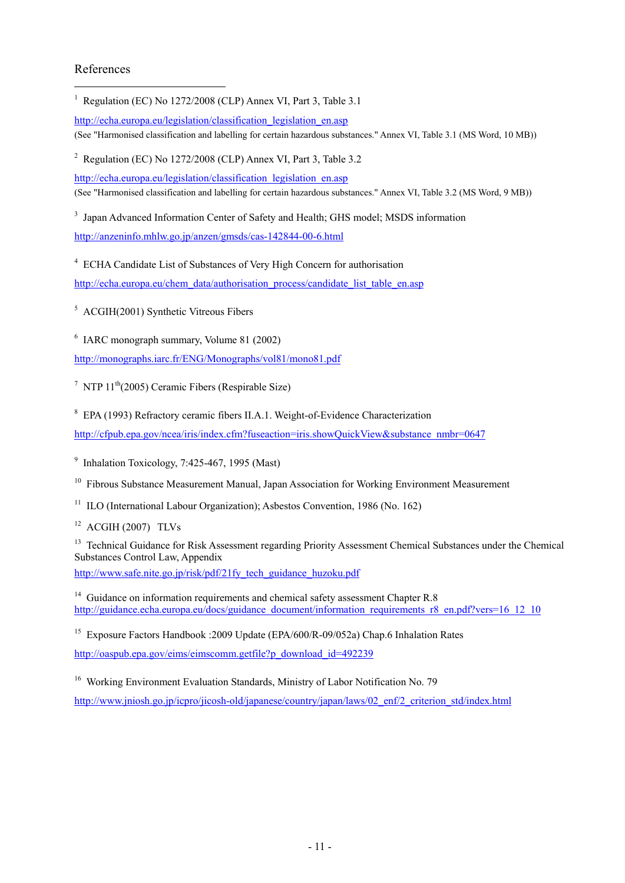References

[1] Regulation (EC) No 1272/2008 (CLP) Annex VI, Part 3, Table 3.1

http://echa.europa.eu/legislation/classification_legislation_en.asp

(See "Harmonised classification and labelling for certain hazardous substances." Annex VI, Table 3.1 (MS Word, 10 MB))

[2] Regulation (EC) No 1272/2008 (CLP) Annex VI, Part 3, Table 3.2

http://echa.europa.eu/legislation/classification_legislation_en.asp

(See "Harmonised classification and labelling for certain hazardous substances." Annex VI, Table 3.2 (MS Word, 9 MB))

[3] Japan Advanced Information Center of Safety and Health; GHS model; MSDS information

http://anzeninfo.mhlw.go.jp/anzen/gmsds/cas-142844-00-6.html

[4] ECHA Candidate List of Substances of Very High Concern for authorisation

http://echa.europa.eu/chem_data/authorisation_process/candidate_list_table_en.asp

[5] ACGIH(2001) Synthetic Vitreous Fibers

[6] IARC monograph summary, Volume 81 (2002)

http://monographs.iarc.fr/ENG/Monographs/vol81/mono81.pdf

[7] NTP 11th(2005) Ceramic Fibers (Respirable Size)

[8] EPA (1993) Refractory ceramic fibers II.A.1. Weight-of-Evidence Characterization

http://cfpub.epa.gov/ncea/iris/index.cfm?fuseaction=iris.showQuickView&substance_nmbr=0647

[9] Inhalation Toxicology, 7:425-467, 1995 (Mast)

[10] Fibrous Substance Measurement Manual, Japan Association for Working Environment Measurement

[11] ILO (International Labour Organization); Asbestos Convention, 1986 (No. 162)

[12] ACGIH (2007) TLVs

[13] Technical Guidance for Risk Assessment regarding Priority Assessment Chemical Substances under the Chemical Substances Control Law, Appendix

http://www.safe.nite.go.jp/risk/pdf/21fy_tech_guidance_huzoku.pdf

[14] Guidance on information requirements and chemical safety assessment Chapter R.8

http://guidance.echa.europa.eu/docs/guidance_document/information_requirements_r8_en.pdf?vers=16_12_10

[15] Exposure Factors Handbook :2009 Update (EPA/600/R-09/052a) Chap.6 Inhalation Rates

http://oaspub.epa.gov/eims/eimscomm.getfile?p_download_id=492239

[16] Working Environment Evaluation Standards, Ministry of Labor Notification No. 79

http://www.jniosh.go.jp/icpro/jicosh-old/japanese/country/japan/laws/02_enf/2_criterion_std/index.html